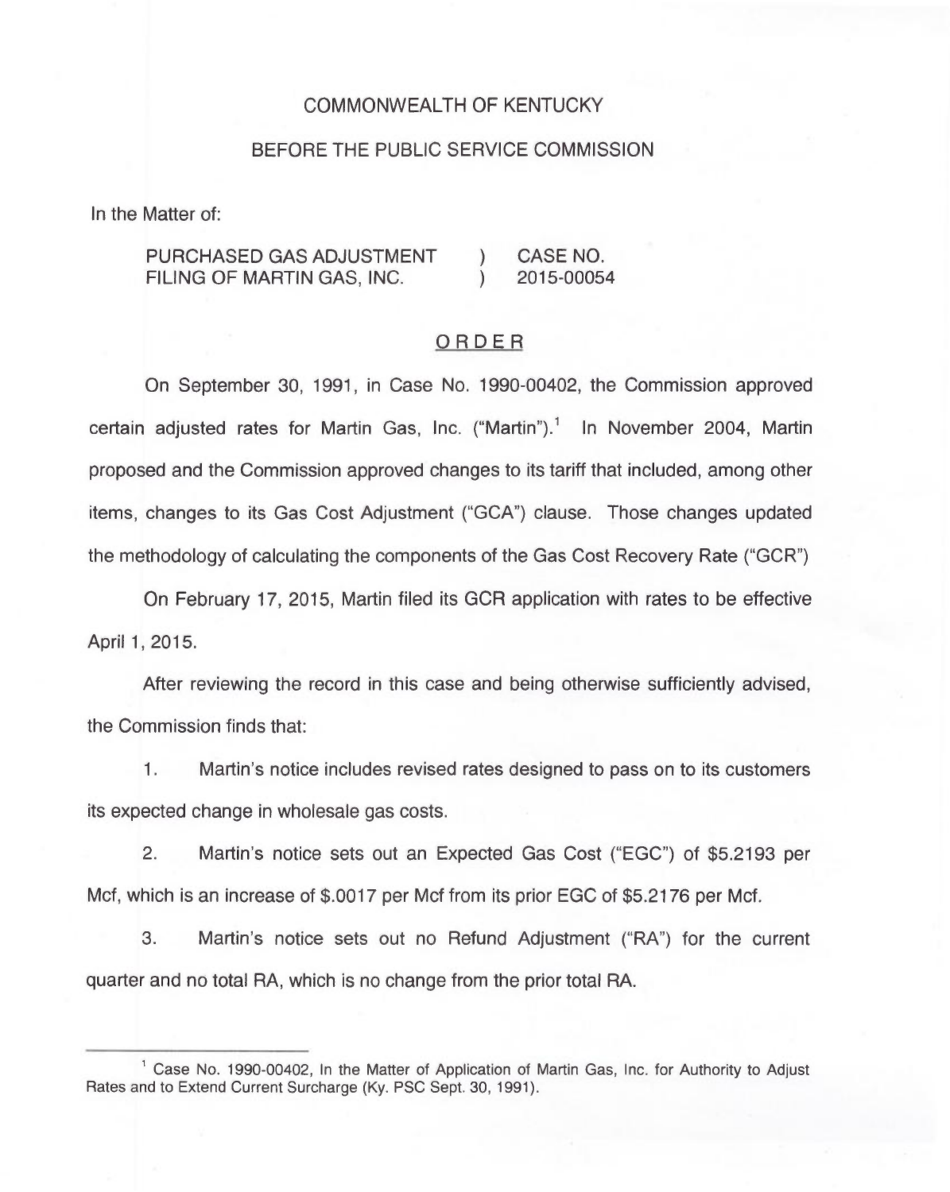COMMONWEALTH OF KENTUCKY

BEFORE THE PUBLIC SERVICE COMMISSION

In the Matter of:

| | | |
|---|---|---|
| PURCHASED GAS ADJUSTMENT FILING OF MARTIN GAS, INC. | ) ) | CASE NO. 2015-00054 |

ORDER

On September 30, 1991, in Case No. 1990-00402, the Commission approved certain adjusted rates for Martin Gas, Inc. ("Martin").[1] In November 2004, Martin proposed and the Commission approved changes to its tariff that included, among other items, changes to its Gas Cost Adjustment ("GCA") clause. Those changes updated the methodology of calculating the components of the Gas Cost Recovery Rate ("GCR")

On February 17, 2015, Martin filed its GCR application with rates to be effective April 1, 2015.

After reviewing the record in this case and being otherwise sufficiently advised, the Commission finds that:

1. Martin's notice includes revised rates designed to pass on to its customers its expected change in wholesale gas costs.

2. Martin's notice sets out an Expected Gas Cost ("EGC") of $5.2193 per Mcf, which is an increase of $.0017 per Mcf from its prior EGC of $5.2176 per Mcf.

3. Martin's notice sets out no Refund Adjustment ("RA") for the current quarter and no total RA, which is no change from the prior total RA.

---

[1] Case No. 1990-00402, In the Matter of Application of Martin Gas, Inc. for Authority to Adjust Rates and to Extend Current Surcharge (Ky. PSC Sept. 30, 1991).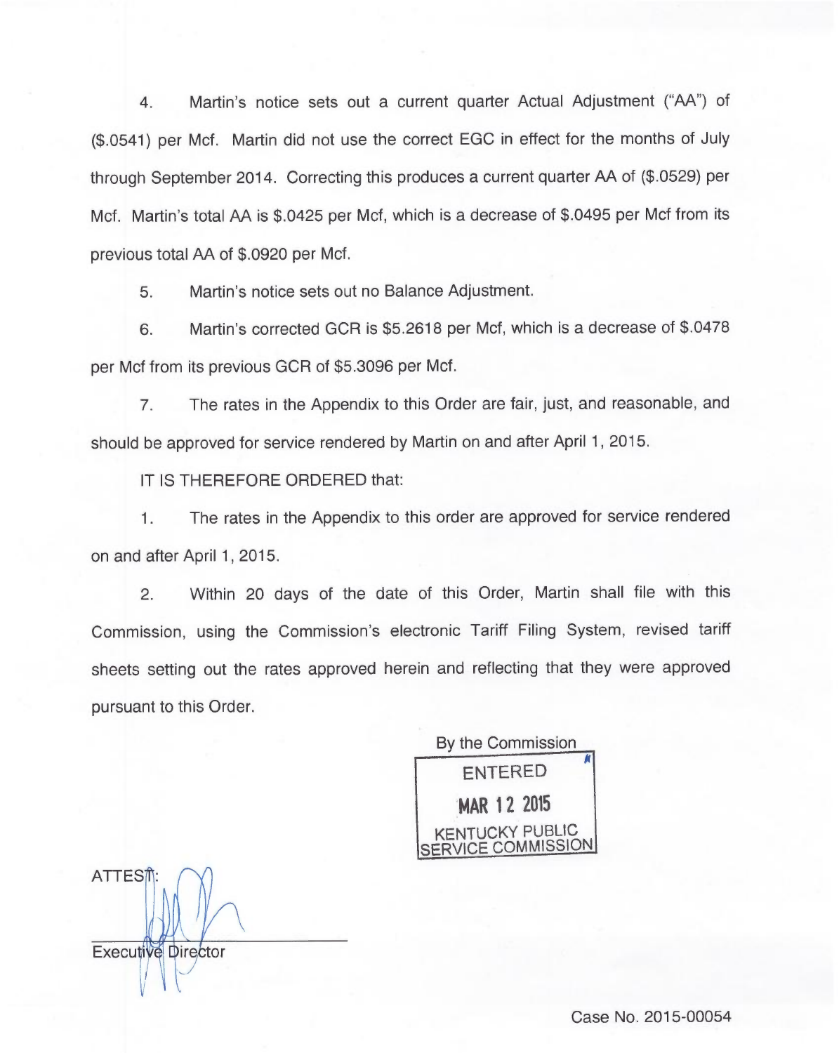4. Martin's notice sets out a current quarter Actual Adjustment ("AA") of ($.0541) per Mcf. Martin did not use the correct EGC in effect for the months of July through September 2014. Correcting this produces a current quarter AA of ($.0529) per Mcf. Martin's total AA is $.0425 per Mcf, which is a decrease of $.0495 per Mcf from its previous total AA of $.0920 per Mcf.

5. Martin's notice sets out no Balance Adjustment.

6. Martin's corrected GCR is $5.2618 per Mcf, which is a decrease of $.0478 per Mcf from its previous GCR of $5.3096 per Mcf.

7. The rates in the Appendix to this Order are fair, just, and reasonable, and should be approved for service rendered by Martin on and after April 1, 2015.

IT IS THEREFORE ORDERED that:

1. The rates in the Appendix to this order are approved for service rendered on and after April 1, 2015.

2. Within 20 days of the date of this Order, Martin shall file with this Commission, using the Commission's electronic Tariff Filing System, revised tariff sheets setting out the rates approved herein and reflecting that they were approved pursuant to this Order.

By the Commission

ENTERED

MAR 12 2015

KENTUCKY PUBLIC SERVICE COMMISSION

ATTEST:

Executive Director

Case No. 2015-00054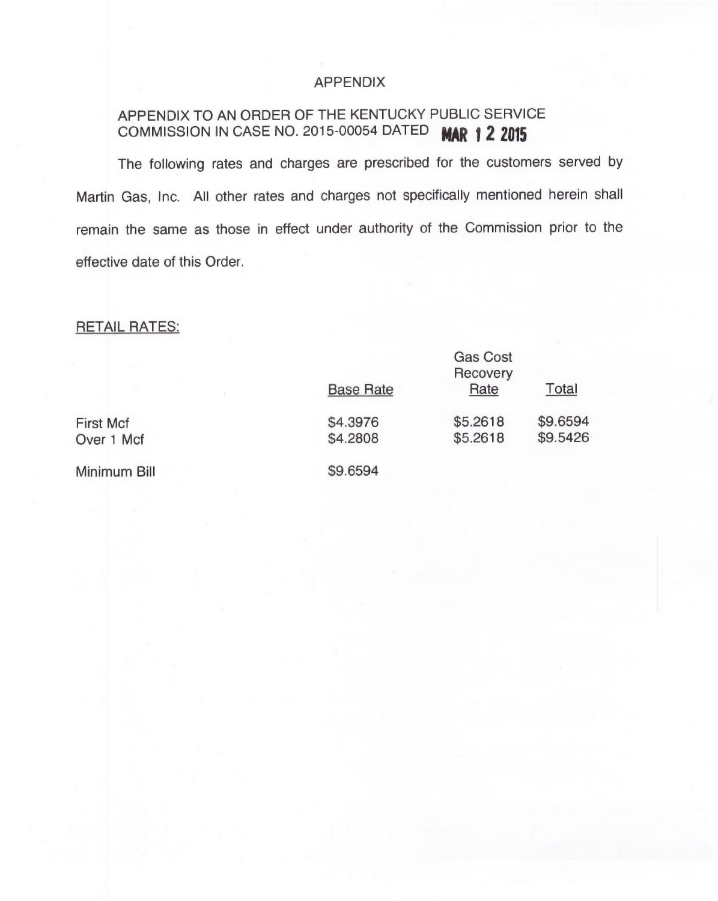# APPENDIX

APPENDIX TO AN ORDER OF THE KENTUCKY PUBLIC SERVICE COMMISSION IN CASE NO. 2015-00054 DATED **MAR 12 2015**

The following rates and charges are prescribed for the customers served by Martin Gas, Inc. All other rates and charges not specifically mentioned herein shall remain the same as those in effect under authority of the Commission prior to the effective date of this Order.

RETAIL RATES:

| | Base Rate | Gas Cost Recovery Rate | Total |
|---|---|---|---|
| First Mcf | $4.3976 | $5.2618 | $9.6594 |
| Over 1 Mcf | $4.2808 | $5.2618 | $9.5426 |
| Minimum Bill | $9.6594 | | |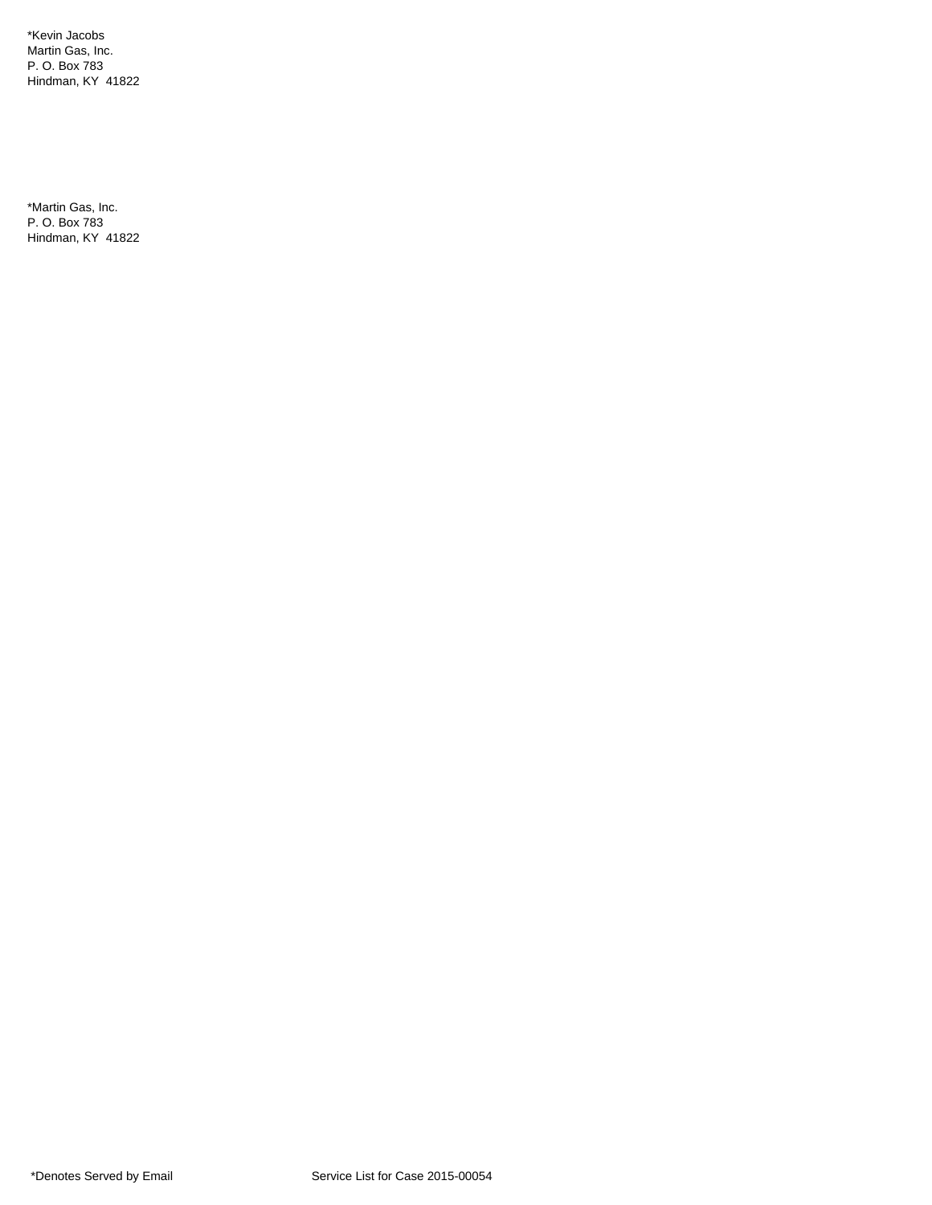*Kevin Jacobs
Martin Gas, Inc.
P. O. Box 783
Hindman, KY  41822

*Martin Gas, Inc.
P. O. Box 783
Hindman, KY  41822

*Denotes Served by Email

Service List for Case 2015-00054